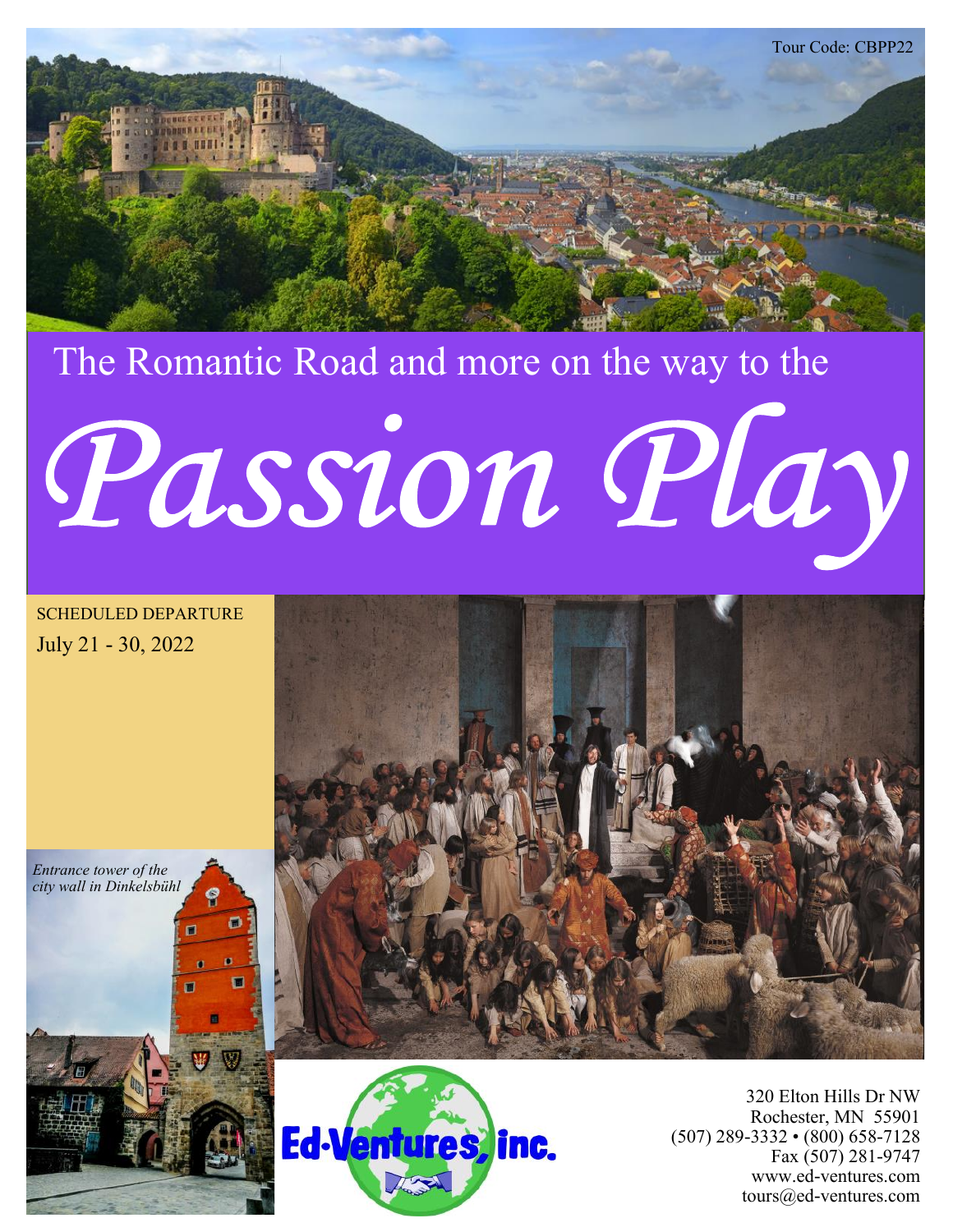Tour Code: CBPP22

# The Romantic Road and more on the way to the

# *Passion Play*

SCHEDULED DEPARTURE

July 21 - 30, 2022

*Entrance tower of the city wall in Dinkelsbühl*

Ed-Ventures, inc.

320 Elton Hills Dr NW
Rochester, MN 55901
(507) 289-3332 • (800) 658-7128
Fax (507) 281-9747
www.ed-ventures.com
tours@ed-ventures.com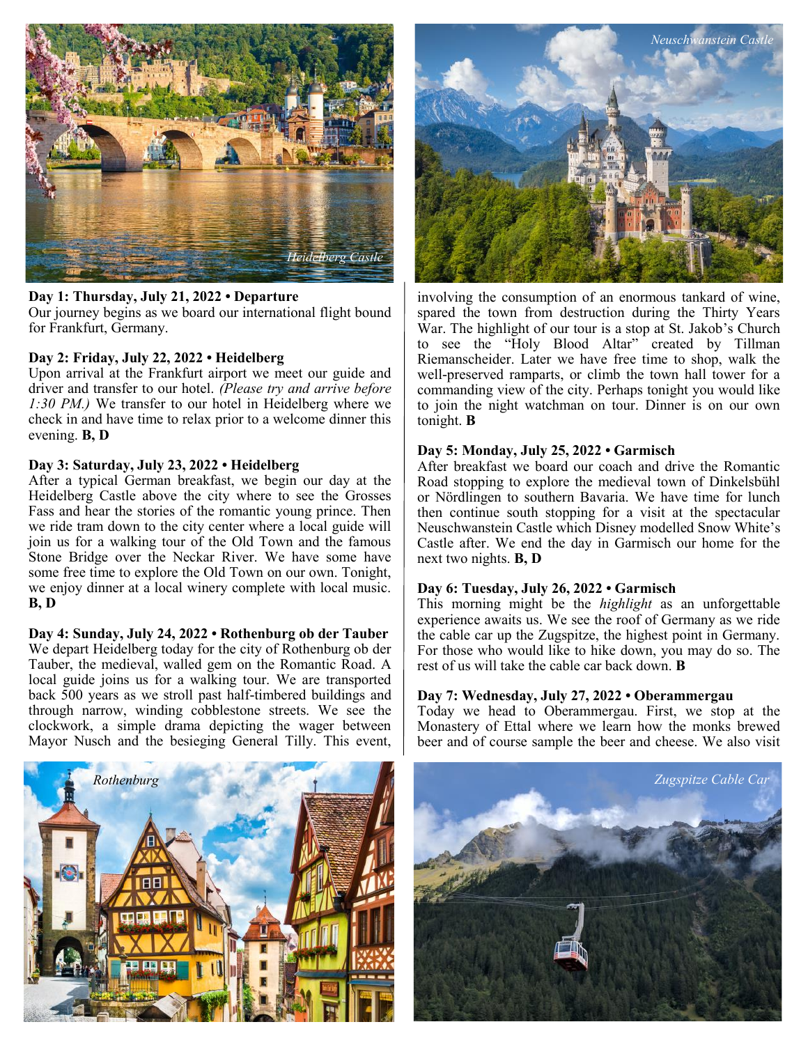Heidelberg Castle

Neuschwanstein Castle

**Day 1: Thursday, July 21, 2022 • Departure**
Our journey begins as we board our international flight bound for Frankfurt, Germany.

**Day 2: Friday, July 22, 2022 • Heidelberg**
Upon arrival at the Frankfurt airport we meet our guide and driver and transfer to our hotel. *(Please try and arrive before 1:30 PM.)* We transfer to our hotel in Heidelberg where we check in and have time to relax prior to a welcome dinner this evening. **B, D**

**Day 3: Saturday, July 23, 2022 • Heidelberg**
After a typical German breakfast, we begin our day at the Heidelberg Castle above the city where to see the Grosses Fass and hear the stories of the romantic young prince. Then we ride tram down to the city center where a local guide will join us for a walking tour of the Old Town and the famous Stone Bridge over the Neckar River. We have some have some free time to explore the Old Town on our own. Tonight, we enjoy dinner at a local winery complete with local music. **B, D**

**Day 4: Sunday, July 24, 2022 • Rothenburg ob der Tauber**
We depart Heidelberg today for the city of Rothenburg ob der Tauber, the medieval, walled gem on the Romantic Road. A local guide joins us for a walking tour. We are transported back 500 years as we stroll past half-timbered buildings and through narrow, winding cobblestone streets. We see the clockwork, a simple drama depicting the wager between Mayor Nusch and the besieging General Tilly. This event, involving the consumption of an enormous tankard of wine, spared the town from destruction during the Thirty Years War. The highlight of our tour is a stop at St. Jakob's Church to see the "Holy Blood Altar" created by Tillman Riemanscheider. Later we have free time to shop, walk the well-preserved ramparts, or climb the town hall tower for a commanding view of the city. Perhaps tonight you would like to join the night watchman on tour. Dinner is on our own tonight. **B**

**Day 5: Monday, July 25, 2022 • Garmisch**
After breakfast we board our coach and drive the Romantic Road stopping to explore the medieval town of Dinkelsbühl or Nördlingen to southern Bavaria. We have time for lunch then continue south stopping for a visit at the spectacular Neuschwanstein Castle which Disney modelled Snow White's Castle after. We end the day in Garmisch our home for the next two nights. **B, D**

**Day 6: Tuesday, July 26, 2022 • Garmisch**
This morning might be the *highlight* as an unforgettable experience awaits us. We see the roof of Germany as we ride the cable car up the Zugspitze, the highest point in Germany. For those who would like to hike down, you may do so. The rest of us will take the cable car back down. **B**

**Day 7: Wednesday, July 27, 2022 • Oberammergau**
Today we head to Oberammergau. First, we stop at the Monastery of Ettal where we learn how the monks brewed beer and of course sample the beer and cheese. We also visit

Rothenburg

Zugspitze Cable Car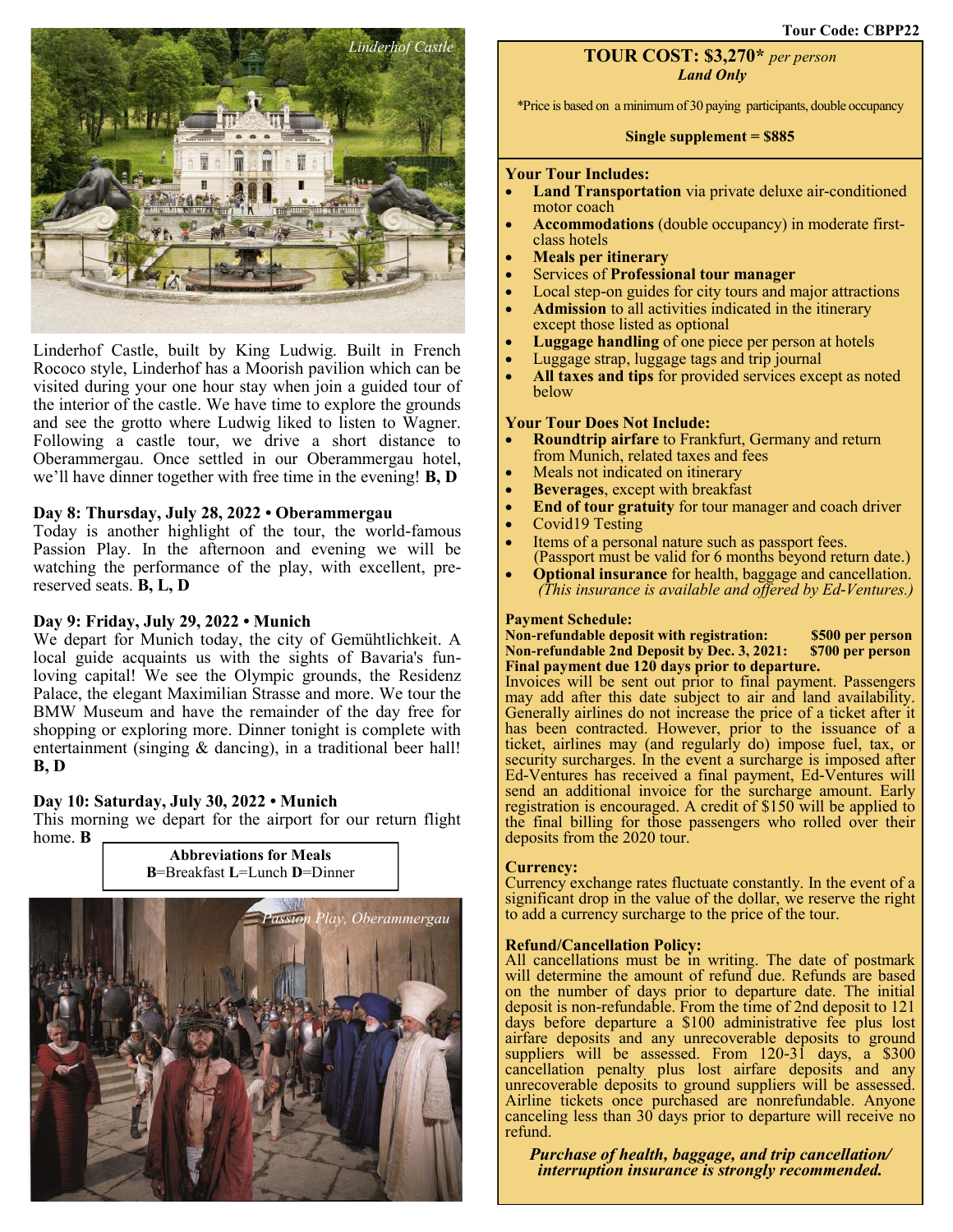*Linderhof Castle*

Linderhof Castle, built by King Ludwig. Built in French Rococo style, Linderhof has a Moorish pavilion which can be visited during your one hour stay when join a guided tour of the interior of the castle. We have time to explore the grounds and see the grotto where Ludwig liked to listen to Wagner. Following a castle tour, we drive a short distance to Oberammergau. Once settled in our Oberammergau hotel, we'll have dinner together with free time in the evening! **B, D**

**Day 8: Thursday, July 28, 2022 • Oberammergau**
Today is another highlight of the tour, the world-famous Passion Play. In the afternoon and evening we will be watching the performance of the play, with excellent, pre-reserved seats. **B, L, D**

**Day 9: Friday, July 29, 2022 • Munich**
We depart for Munich today, the city of Gemühtlichkeit. A local guide acquaints us with the sights of Bavaria's fun-loving capital! We see the Olympic grounds, the Residenz Palace, the elegant Maximilian Strasse and more. We tour the BMW Museum and have the remainder of the day free for shopping or exploring more. Dinner tonight is complete with entertainment (singing & dancing), in a traditional beer hall! **B, D**

**Day 10: Saturday, July 30, 2022 • Munich**
This morning we depart for the airport for our return flight home. **B**

**Abbreviations for Meals**
**B**=Breakfast **L**=Lunch **D**=Dinner

*Passion Play, Oberammergau*

**Tour Code: CBPP22**

**TOUR COST: $3,270*** *per person*
***Land Only***

*Price is based on a minimum of 30 paying participants, double occupancy

**Single supplement = $885**

**Your Tour Includes:**
- **Land Transportation** via private deluxe air-conditioned motor coach
- **Accommodations** (double occupancy) in moderate first-class hotels
- **Meals per itinerary**
- Services of **Professional tour manager**
- Local step-on guides for city tours and major attractions
- **Admission** to all activities indicated in the itinerary except those listed as optional
- **Luggage handling** of one piece per person at hotels
- Luggage strap, luggage tags and trip journal
- **All taxes and tips** for provided services except as noted below

**Your Tour Does Not Include:**
- **Roundtrip airfare** to Frankfurt, Germany and return from Munich, related taxes and fees
- Meals not indicated on itinerary
- **Beverages**, except with breakfast
- **End of tour gratuity** for tour manager and coach driver
- Covid19 Testing
- Items of a personal nature such as passport fees. (Passport must be valid for 6 months beyond return date.)
- **Optional insurance** for health, baggage and cancellation. *(This insurance is available and offered by Ed-Ventures.)*

**Payment Schedule:**
**Non-refundable deposit with registration: $500 per person**
**Non-refundable 2nd Deposit by Dec. 3, 2021: $700 per person**
**Final payment due 120 days prior to departure.**
Invoices will be sent out prior to final payment. Passengers may add after this date subject to air and land availability. Generally airlines do not increase the price of a ticket after it has been contracted. However, prior to the issuance of a ticket, airlines may (and regularly do) impose fuel, tax, or security surcharges. In the event a surcharge is imposed after Ed-Ventures has received a final payment, Ed-Ventures will send an additional invoice for the surcharge amount. Early registration is encouraged. A credit of $150 will be applied to the final billing for those passengers who rolled over their deposits from the 2020 tour.

**Currency:**
Currency exchange rates fluctuate constantly. In the event of a significant drop in the value of the dollar, we reserve the right to add a currency surcharge to the price of the tour.

**Refund/Cancellation Policy:**
All cancellations must be in writing. The date of postmark will determine the amount of refund due. Refunds are based on the number of days prior to departure date. The initial deposit is non-refundable. From the time of 2nd deposit to 121 days before departure a $100 administrative fee plus lost airfare deposits and any unrecoverable deposits to ground suppliers will be assessed. From 120-31 days, a $300 cancellation penalty plus lost airfare deposits and any unrecoverable deposits to ground suppliers will be assessed. Airline tickets once purchased are nonrefundable. Anyone canceling less than 30 days prior to departure will receive no refund.

***Purchase of health, baggage, and trip cancellation/ interruption insurance is strongly recommended.***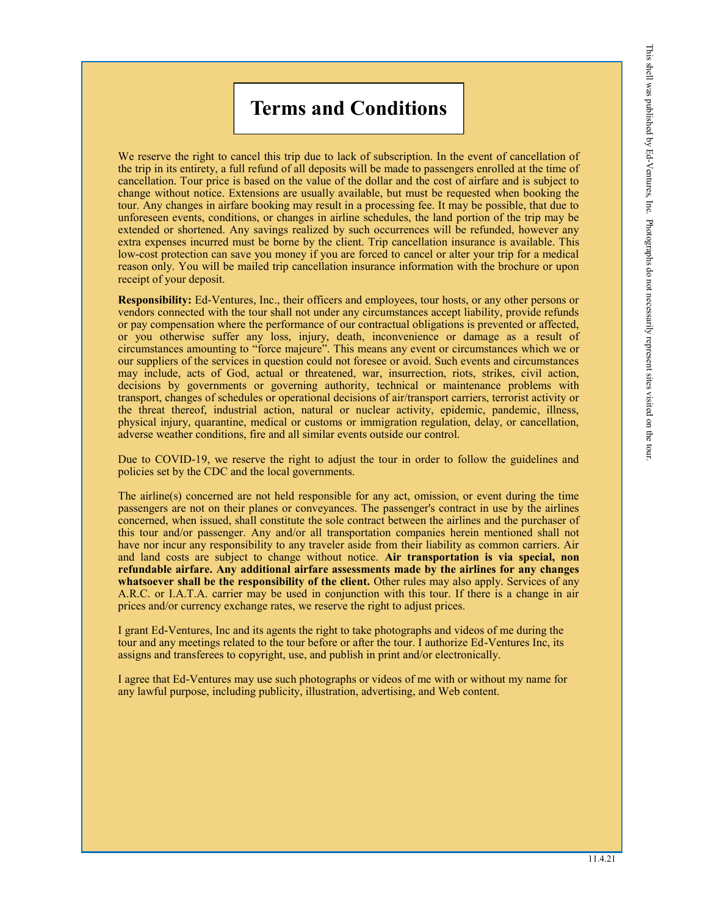# Terms and Conditions

We reserve the right to cancel this trip due to lack of subscription. In the event of cancellation of the trip in its entirety, a full refund of all deposits will be made to passengers enrolled at the time of cancellation. Tour price is based on the value of the dollar and the cost of airfare and is subject to change without notice. Extensions are usually available, but must be requested when booking the tour. Any changes in airfare booking may result in a processing fee. It may be possible, that due to unforeseen events, conditions, or changes in airline schedules, the land portion of the trip may be extended or shortened. Any savings realized by such occurrences will be refunded, however any extra expenses incurred must be borne by the client. Trip cancellation insurance is available. This low-cost protection can save you money if you are forced to cancel or alter your trip for a medical reason only. You will be mailed trip cancellation insurance information with the brochure or upon receipt of your deposit.

**Responsibility:** Ed-Ventures, Inc., their officers and employees, tour hosts, or any other persons or vendors connected with the tour shall not under any circumstances accept liability, provide refunds or pay compensation where the performance of our contractual obligations is prevented or affected, or you otherwise suffer any loss, injury, death, inconvenience or damage as a result of circumstances amounting to "force majeure". This means any event or circumstances which we or our suppliers of the services in question could not foresee or avoid. Such events and circumstances may include, acts of God, actual or threatened, war, insurrection, riots, strikes, civil action, decisions by governments or governing authority, technical or maintenance problems with transport, changes of schedules or operational decisions of air/transport carriers, terrorist activity or the threat thereof, industrial action, natural or nuclear activity, epidemic, pandemic, illness, physical injury, quarantine, medical or customs or immigration regulation, delay, or cancellation, adverse weather conditions, fire and all similar events outside our control.

Due to COVID-19, we reserve the right to adjust the tour in order to follow the guidelines and policies set by the CDC and the local governments.

The airline(s) concerned are not held responsible for any act, omission, or event during the time passengers are not on their planes or conveyances. The passenger's contract in use by the airlines concerned, when issued, shall constitute the sole contract between the airlines and the purchaser of this tour and/or passenger. Any and/or all transportation companies herein mentioned shall not have nor incur any responsibility to any traveler aside from their liability as common carriers. Air and land costs are subject to change without notice. **Air transportation is via special, non refundable airfare. Any additional airfare assessments made by the airlines for any changes whatsoever shall be the responsibility of the client.** Other rules may also apply. Services of any A.R.C. or I.A.T.A. carrier may be used in conjunction with this tour. If there is a change in air prices and/or currency exchange rates, we reserve the right to adjust prices.

I grant Ed-Ventures, Inc and its agents the right to take photographs and videos of me during the tour and any meetings related to the tour before or after the tour. I authorize Ed-Ventures Inc, its assigns and transferees to copyright, use, and publish in print and/or electronically.

I agree that Ed-Ventures may use such photographs or videos of me with or without my name for any lawful purpose, including publicity, illustration, advertising, and Web content.

This shell was published by Ed-Ventures, Inc. Photographs do not necessarily represent sites visited on the tour.

11.4.21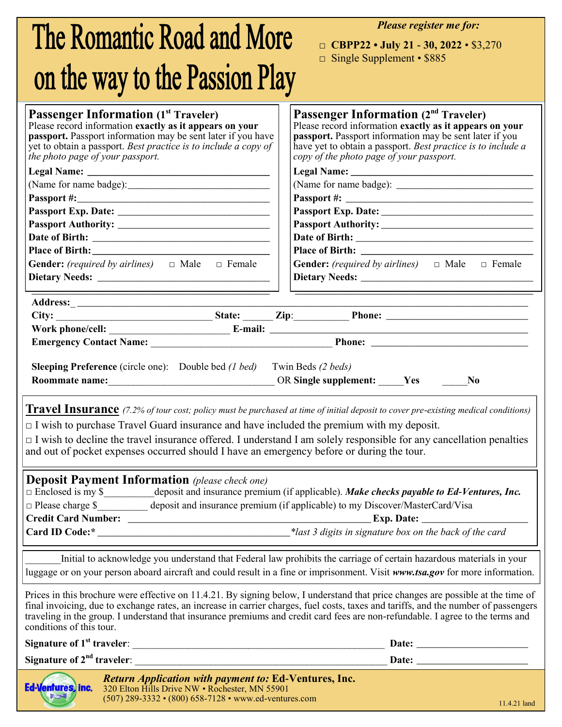# The Romantic Road and More on the way to the Passion Play

***Please register me for:***

□ **CBPP22 • July 21 - 30, 2022** • $3,270
□ Single Supplement • $885

## Passenger Information (1st Traveler)

Please record information **exactly as it appears on your passport.** Passport information may be sent later if you have yet to obtain a passport. *Best practice is to include a copy of the photo page of your passport.*

**Legal Name:** ___________________________________
(Name for badge): __________________________
**Passport #:** ____________________________________
**Passport Exp. Date:** ______________________________
**Passport Authority:** ______________________________
**Date of Birth:** __________________________________
**Place of Birth:** _________________________________
**Gender:** *(required by airlines)* □ Male □ Female
**Dietary Needs:** __________________________________
____________________________________________

## Passenger Information (2nd Traveler)

Please record information **exactly as it appears on your passport.** Passport information may be sent later if you have yet to obtain a passport. *Best practice is to include a copy of the photo page of your passport.*

**Legal Name:** ___________________________________
(Name for name badge): __________________________
**Passport #:** ____________________________________
**Passport Exp. Date:** ______________________________
**Passport Authority:** ______________________________
**Date of Birth:** __________________________________
**Place of Birth:** _________________________________
**Gender:** *(required by airlines)* □ Male □ Female
**Dietary Needs:** __________________________________
____________________________________________

**Address:** _______________________________________________________________
**City:** _______________________ **State:** ______ **Zip:** __________ **Phone:** ______________________
**Work phone/cell:** ____________________ **E-mail:** ______________________________________
**Emergency Contact Name:** ____________________________ **Phone:** ________________________

**Sleeping Preference** (circle one): Double bed *(1 bed)* Twin Beds *(2 beds)*
**Roommate name:** ___________________________ OR **Single supplement:** _____**Yes** _____**No**

## Travel Insurance *(7.2% of tour cost; policy must be purchased at time of initial deposit to cover pre-existing medical conditions)*

□ I wish to purchase Travel Guard insurance and have included the premium with my deposit.

□ I wish to decline the travel insurance offered. I understand I am solely responsible for any cancellation penalties and out of pocket expenses occurred should I have an emergency before or during the tour.

## Deposit Payment Information *(please check one)*

□ Enclosed is my $_________deposit and insurance premium (if applicable). ***Make checks payable to Ed-Ventures, Inc.***
□ Please charge $_________ deposit and insurance premium (if applicable) to my Discover/MasterCard/Visa
**Credit Card Number:** ______________________________________ **Exp. Date:** ________________
**Card ID Code:*** ________________________________ **last 3 digits in signature box on the back of the card*

_______Initial to acknowledge you understand that Federal law prohibits the carriage of certain hazardous materials in your luggage or on your person aboard aircraft and could result in a fine or imprisonment. Visit ***www.tsa.gov*** for more information.

Prices in this brochure were effective on 11.4.21. By signing below, I understand that price changes are possible at the time of final invoicing, due to exchange rates, an increase in carrier charges, fuel costs, taxes and tariffs, and the number of passengers traveling in the group. I understand that insurance premiums and credit card fees are non-refundable. I agree to the terms and conditions of this tour.

**Signature of 1st traveler**: ___________________________________________ **Date:** __________________
**Signature of 2nd traveler**: ___________________________________________ **Date:** __________________

Ed-Ventures, Inc.

***Return Application with payment to:*** **Ed-Ventures, Inc.**
320 Elton Hills Drive NW • Rochester, MN 55901
(507) 289-3332 • (800) 658-7128 • www.ed-ventures.com

11.4.21 land